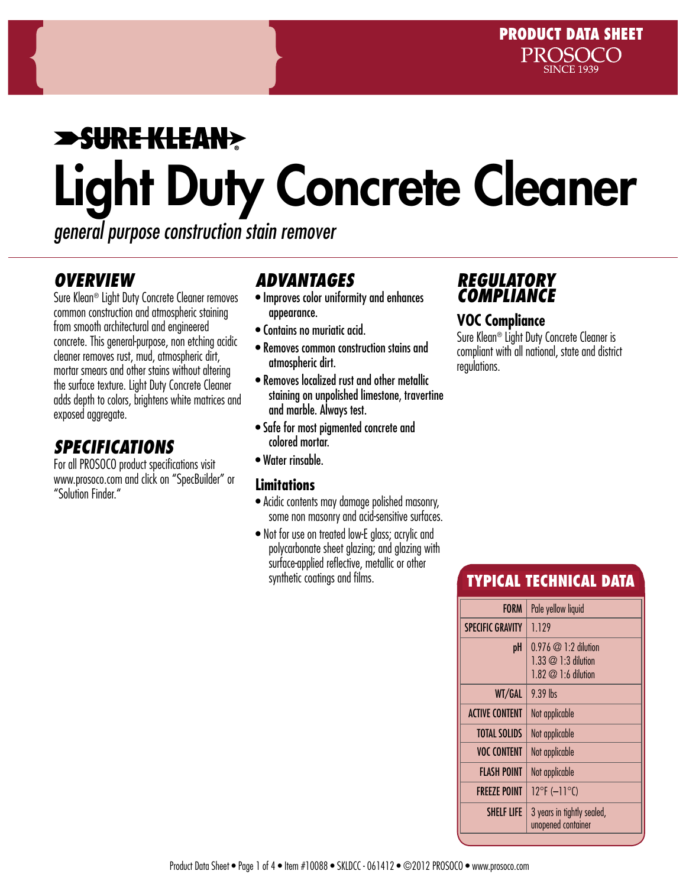PRODUCT DATA SHEET
PROSOCO
SINCE 1939

SURE KLEAN®

# Light Duty Concrete Cleaner

*general purpose construction stain remover*

## OVERVIEW

Sure Klean® Light Duty Concrete Cleaner removes common construction and atmospheric staining from smooth architectural and engineered concrete. This general-purpose, non etching acidic cleaner removes rust, mud, atmospheric dirt, mortar smears and other stains without altering the surface texture. Light Duty Concrete Cleaner adds depth to colors, brightens white matrices and exposed aggregate.

## SPECIFICATIONS

For all PROSOCO product specifications visit www.prosoco.com and click on "SpecBuilder" or "Solution Finder."

## ADVANTAGES

- Improves color uniformity and enhances appearance.
- Contains no muriatic acid.
- Removes common construction stains and atmospheric dirt.
- Removes localized rust and other metallic staining on unpolished limestone, travertine and marble. Always test.
- Safe for most pigmented concrete and colored mortar.
- Water rinsable.

### Limitations

- Acidic contents may damage polished masonry, some non masonry and acid-sensitive surfaces.
- Not for use on treated low-E glass; acrylic and polycarbonate sheet glazing; and glazing with surface-applied reflective, metallic or other synthetic coatings and films.

## REGULATORY COMPLIANCE

### VOC Compliance

Sure Klean® Light Duty Concrete Cleaner is compliant with all national, state and district regulations.

## TYPICAL TECHNICAL DATA

| | |
|---|---|
| FORM | Pale yellow liquid |
| SPECIFIC GRAVITY | 1.129 |
| pH | 0.976 @ 1:2 dilution<br>1.33 @ 1:3 dilution<br>1.82 @ 1:6 dilution |
| WT/GAL | 9.39 lbs |
| ACTIVE CONTENT | Not applicable |
| TOTAL SOLIDS | Not applicable |
| VOC CONTENT | Not applicable |
| FLASH POINT | Not applicable |
| FREEZE POINT | 12°F (–11°C) |
| SHELF LIFE | 3 years in tightly sealed, unopened container |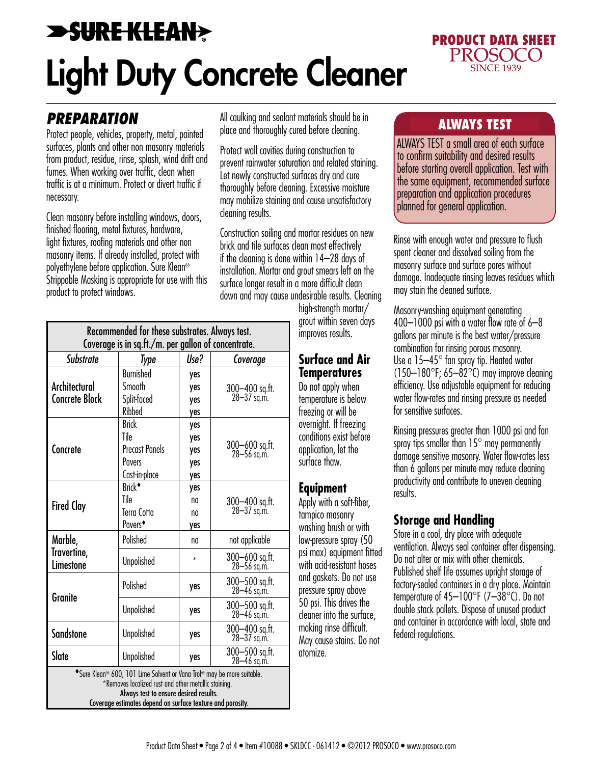# SURE KLEAN®

# Light Duty Concrete Cleaner

PRODUCT DATA SHEET
PROSOCO
SINCE 1939

## PREPARATION

Protect people, vehicles, property, metal, painted surfaces, plants and other non masonry materials from product, residue, rinse, splash, wind drift and fumes. When working over traffic, clean when traffic is at a minimum. Protect or divert traffic if necessary.

Clean masonry before installing windows, doors, finished flooring, metal fixtures, hardware, light fixtures, roofing materials and other non masonry items. If already installed, protect with polyethylene before application. Sure Klean® Strippable Masking is appropriate for use with this product to protect windows.

All caulking and sealant materials should be in place and thoroughly cured before cleaning.

Protect wall cavities during construction to prevent rainwater saturation and related staining. Let newly constructed surfaces dry and cure thoroughly before cleaning. Excessive moisture may mobilize staining and cause unsatisfactory cleaning results.

Construction soiling and mortar residues on new brick and tile surfaces clean most effectively if the cleaning is done within 14–28 days of installation. Mortar and grout smears left on the surface longer result in a more difficult clean down and may cause undesirable results. Cleaning high-strength mortar/grout within seven days improves results.

Recommended for these substrates. Always test. Coverage is in sq.ft./m. per gallon of concentrate.

| Substrate | Type | Use? | Coverage |
|---|---|---|---|
| Architectural Concrete Block | Burnished | yes | 300–400 sq.ft. 28–37 sq.m. |
| | Smooth | yes | |
| | Split-faced | yes | |
| | Ribbed | yes | |
| Concrete | Brick | yes | 300–600 sq.ft. 28–56 sq.m. |
| | Tile | yes | |
| | Precast Panels | yes | |
| | Pavers | yes | |
| | Cast-in-place | yes | |
| Fired Clay | Brick♦ | yes | 300–400 sq.ft. 28–37 sq.m. |
| | Tile | no | |
| | Terra Cotta | no | |
| | Pavers♦ | yes | |
| Marble, Travertine, Limestone | Polished | no | not applicable |
| | Unpolished | * | 300–600 sq.ft. 28–56 sq.m. |
| Granite | Polished | yes | 300–500 sq.ft. 28–46 sq.m. |
| | Unpolished | yes | 300–500 sq.ft. 28–46 sq.m. |
| Sandstone | Unpolished | yes | 300–400 sq.ft. 28–37 sq.m. |
| Slate | Unpolished | yes | 300–500 sq.ft. 28–46 sq.m. |

♦Sure Klean® 600, 101 Lime Solvent or Vana Trol® may be more suitable.
*Removes localized rust and other metallic staining.
Always test to ensure desired results.
Coverage estimates depend on surface texture and porosity.

### Surface and Air Temperatures

Do not apply when temperature is below freezing or will be overnight. If freezing conditions exist before application, let the surface thaw.

### Equipment

Apply with a soft-fiber, tampico masonry washing brush or with low-pressure spray (50 psi max) equipment fitted with acid-resistant hoses and gaskets. Do not use pressure spray above 50 psi. This drives the cleaner into the surface, making rinse difficult. May cause stains. Do not atomize.

### ALWAYS TEST

ALWAYS TEST a small area of each surface to confirm suitability and desired results before starting overall application. Test with the same equipment, recommended surface preparation and application procedures planned for general application.

Rinse with enough water and pressure to flush spent cleaner and dissolved soiling from the masonry surface and surface pores without damage. Inadequate rinsing leaves residues which may stain the cleaned surface.

Masonry-washing equipment generating 400–1000 psi with a water flow rate of 6–8 gallons per minute is the best water/pressure combination for rinsing porous masonry. Use a 15–45° fan spray tip. Heated water (150–180°F; 65–82°C) may improve cleaning efficiency. Use adjustable equipment for reducing water flow-rates and rinsing pressure as needed for sensitive surfaces.

Rinsing pressures greater than 1000 psi and fan spray tips smaller than 15° may permanently damage sensitive masonry. Water flow-rates less than 6 gallons per minute may reduce cleaning productivity and contribute to uneven cleaning results.

### Storage and Handling

Store in a cool, dry place with adequate ventilation. Always seal container after dispensing. Do not alter or mix with other chemicals. Published shelf life assumes upright storage of factory-sealed containers in a dry place. Maintain temperature of 45–100°F (7–38°C). Do not double stack pallets. Dispose of unused product and container in accordance with local, state and federal regulations.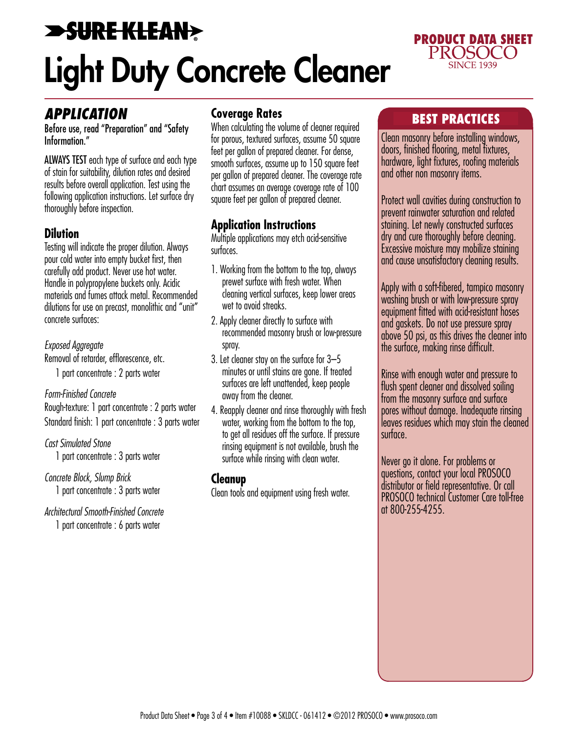# SURE KLEAN®

# Light Duty Concrete Cleaner

PRODUCT DATA SHEET
PROSOCO
SINCE 1939

## *APPLICATION*

Before use, read "Preparation" and "Safety Information."

ALWAYS TEST each type of surface and each type of stain for suitability, dilution rates and desired results before overall application. Test using the following application instructions. Let surface dry thoroughly before inspection.

### Dilution

Testing will indicate the proper dilution. Always pour cold water into empty bucket first, then carefully add product. Never use hot water. Handle in polypropylene buckets only. Acidic materials and fumes attack metal. Recommended dilutions for use on precast, monolithic and "unit" concrete surfaces:

*Exposed Aggregate*
Removal of retarder, efflorescence, etc.
1 part concentrate : 2 parts water

*Form-Finished Concrete*
Rough-texture: 1 part concentrate : 2 parts water
Standard finish: 1 part concentrate : 3 parts water

*Cast Simulated Stone*
1 part concentrate : 3 parts water

*Concrete Block, Slump Brick*
1 part concentrate : 3 parts water

*Architectural Smooth-Finished Concrete*
1 part concentrate : 6 parts water

### Coverage Rates

When calculating the volume of cleaner required for porous, textured surfaces, assume 50 square feet per gallon of prepared cleaner. For dense, smooth surfaces, assume up to 150 square feet per gallon of prepared cleaner. The coverage rate chart assumes an average coverage rate of 100 square feet per gallon of prepared cleaner.

### Application Instructions

Multiple applications may etch acid-sensitive surfaces.

1. Working from the bottom to the top, always prewet surface with fresh water. When cleaning vertical surfaces, keep lower areas wet to avoid streaks.
2. Apply cleaner directly to surface with recommended masonry brush or low-pressure spray.
3. Let cleaner stay on the surface for 3–5 minutes or until stains are gone. If treated surfaces are left unattended, keep people away from the cleaner.
4. Reapply cleaner and rinse thoroughly with fresh water, working from the bottom to the top, to get all residues off the surface. If pressure rinsing equipment is not available, brush the surface while rinsing with clean water.

### Cleanup

Clean tools and equipment using fresh water.

## BEST PRACTICES

Clean masonry before installing windows, doors, finished flooring, metal fixtures, hardware, light fixtures, roofing materials and other non masonry items.

Protect wall cavities during construction to prevent rainwater saturation and related staining. Let newly constructed surfaces dry and cure thoroughly before cleaning. Excessive moisture may mobilize staining and cause unsatisfactory cleaning results.

Apply with a soft-fibered, tampico masonry washing brush or with low-pressure spray equipment fitted with acid-resistant hoses and gaskets. Do not use pressure spray above 50 psi, as this drives the cleaner into the surface, making rinse difficult.

Rinse with enough water and pressure to flush spent cleaner and dissolved soiling from the masonry surface and surface pores without damage. Inadequate rinsing leaves residues which may stain the cleaned surface.

Never go it alone. For problems or questions, contact your local PROSOCO distributor or field representative. Or call PROSOCO technical Customer Care toll-free at 800-255-4255.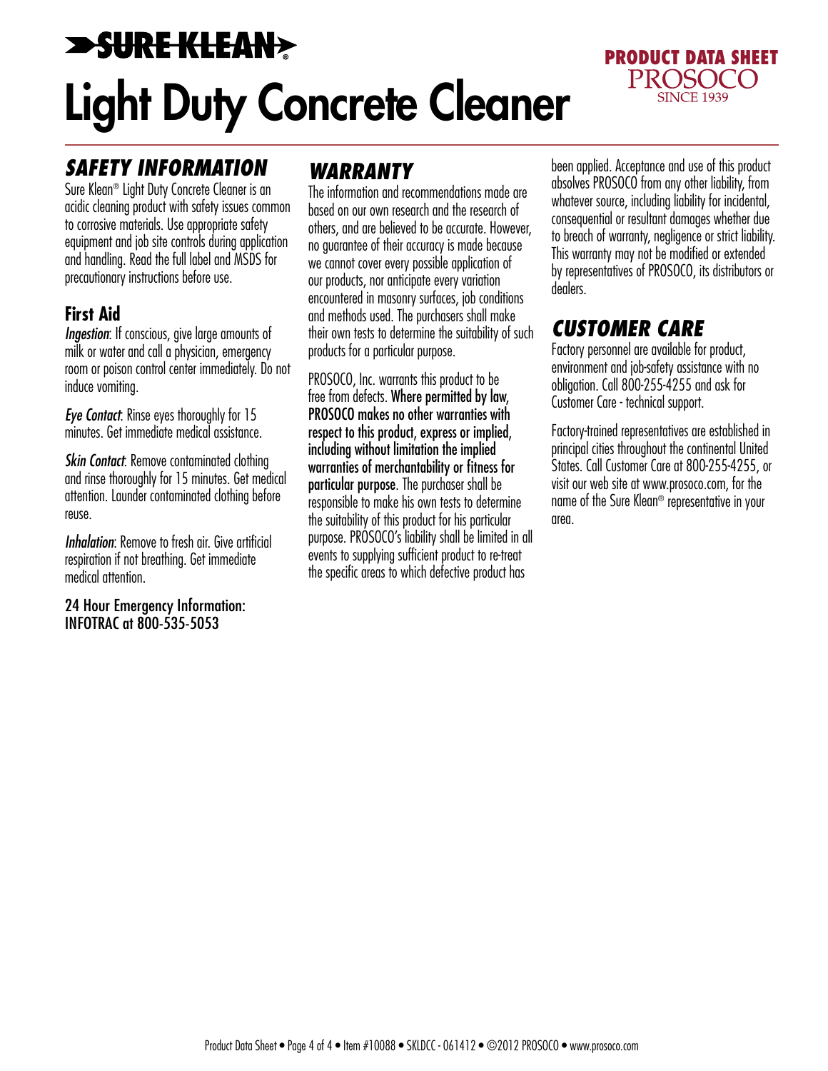# SURE KLEAN®

# Light Duty Concrete Cleaner

PRODUCT DATA SHEET
PROSOCO
SINCE 1939

## SAFETY INFORMATION

Sure Klean® Light Duty Concrete Cleaner is an acidic cleaning product with safety issues common to corrosive materials. Use appropriate safety equipment and job site controls during application and handling. Read the full label and MSDS for precautionary instructions before use.

### First Aid

*Ingestion*: If conscious, give large amounts of milk or water and call a physician, emergency room or poison control center immediately. Do not induce vomiting.

*Eye Contact*: Rinse eyes thoroughly for 15 minutes. Get immediate medical assistance.

*Skin Contact*: Remove contaminated clothing and rinse thoroughly for 15 minutes. Get medical attention. Launder contaminated clothing before reuse.

*Inhalation*: Remove to fresh air. Give artificial respiration if not breathing. Get immediate medical attention.

24 Hour Emergency Information:
INFOTRAC at 800-535-5053

## WARRANTY

The information and recommendations made are based on our own research and the research of others, and are believed to be accurate. However, no guarantee of their accuracy is made because we cannot cover every possible application of our products, nor anticipate every variation encountered in masonry surfaces, job conditions and methods used. The purchasers shall make their own tests to determine the suitability of such products for a particular purpose.

PROSOCO, Inc. warrants this product to be free from defects. **Where permitted by law, PROSOCO makes no other warranties with respect to this product, express or implied, including without limitation the implied warranties of merchantability or fitness for particular purpose**. The purchaser shall be responsible to make his own tests to determine the suitability of this product for his particular purpose. PROSOCO's liability shall be limited in all events to supplying sufficient product to re-treat the specific areas to which defective product has been applied. Acceptance and use of this product absolves PROSOCO from any other liability, from whatever source, including liability for incidental, consequential or resultant damages whether due to breach of warranty, negligence or strict liability. This warranty may not be modified or extended by representatives of PROSOCO, its distributors or dealers.

## CUSTOMER CARE

Factory personnel are available for product, environment and job-safety assistance with no obligation. Call 800-255-4255 and ask for Customer Care - technical support.

Factory-trained representatives are established in principal cities throughout the continental United States. Call Customer Care at 800-255-4255, or visit our web site at www.prosoco.com, for the name of the Sure Klean® representative in your area.